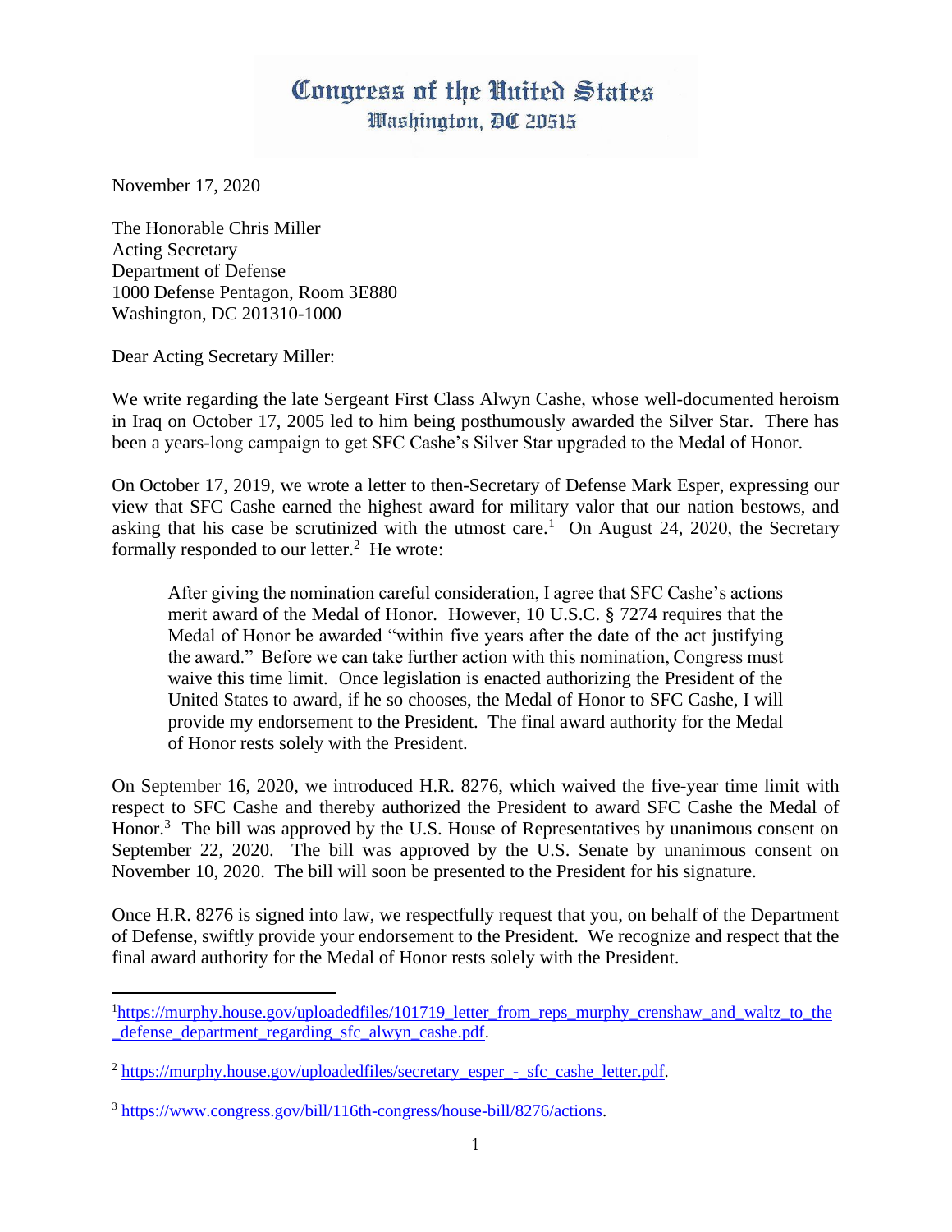# Congress of the United States
## Washington, DC 20515

November 17, 2020

The Honorable Chris Miller
Acting Secretary
Department of Defense
1000 Defense Pentagon, Room 3E880
Washington, DC 201310-1000

Dear Acting Secretary Miller:

We write regarding the late Sergeant First Class Alwyn Cashe, whose well-documented heroism in Iraq on October 17, 2005 led to him being posthumously awarded the Silver Star. There has been a years-long campaign to get SFC Cashe's Silver Star upgraded to the Medal of Honor.

On October 17, 2019, we wrote a letter to then-Secretary of Defense Mark Esper, expressing our view that SFC Cashe earned the highest award for military valor that our nation bestows, and asking that his case be scrutinized with the utmost care.[1] On August 24, 2020, the Secretary formally responded to our letter.[2] He wrote:

> After giving the nomination careful consideration, I agree that SFC Cashe's actions merit award of the Medal of Honor. However, 10 U.S.C. § 7274 requires that the Medal of Honor be awarded "within five years after the date of the act justifying the award." Before we can take further action with this nomination, Congress must waive this time limit. Once legislation is enacted authorizing the President of the United States to award, if he so chooses, the Medal of Honor to SFC Cashe, I will provide my endorsement to the President. The final award authority for the Medal of Honor rests solely with the President.

On September 16, 2020, we introduced H.R. 8276, which waived the five-year time limit with respect to SFC Cashe and thereby authorized the President to award SFC Cashe the Medal of Honor.[3] The bill was approved by the U.S. House of Representatives by unanimous consent on September 22, 2020. The bill was approved by the U.S. Senate by unanimous consent on November 10, 2020. The bill will soon be presented to the President for his signature.

Once H.R. 8276 is signed into law, we respectfully request that you, on behalf of the Department of Defense, swiftly provide your endorsement to the President. We recognize and respect that the final award authority for the Medal of Honor rests solely with the President.

---

[1] https://murphy.house.gov/uploadedfiles/101719_letter_from_reps_murphy_crenshaw_and_waltz_to_the_defense_department_regarding_sfc_alwyn_cashe.pdf.

[2] https://murphy.house.gov/uploadedfiles/secretary_esper_-_sfc_cashe_letter.pdf.

[3] https://www.congress.gov/bill/116th-congress/house-bill/8276/actions.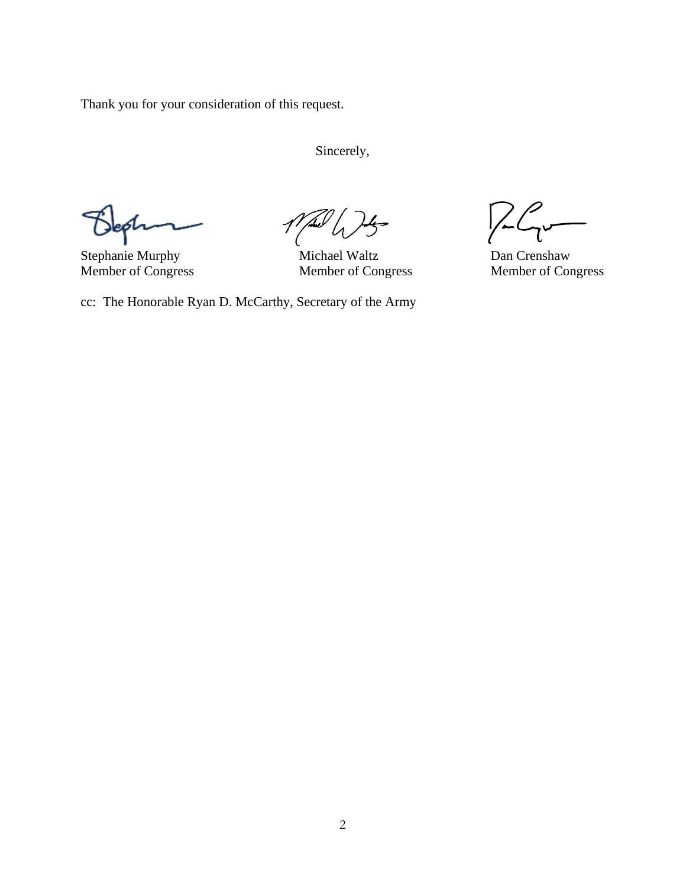Thank you for your consideration of this request.

Sincerely,

Stephanie Murphy
Member of Congress

Michael Waltz
Member of Congress

Dan Crenshaw
Member of Congress

cc: The Honorable Ryan D. McCarthy, Secretary of the Army